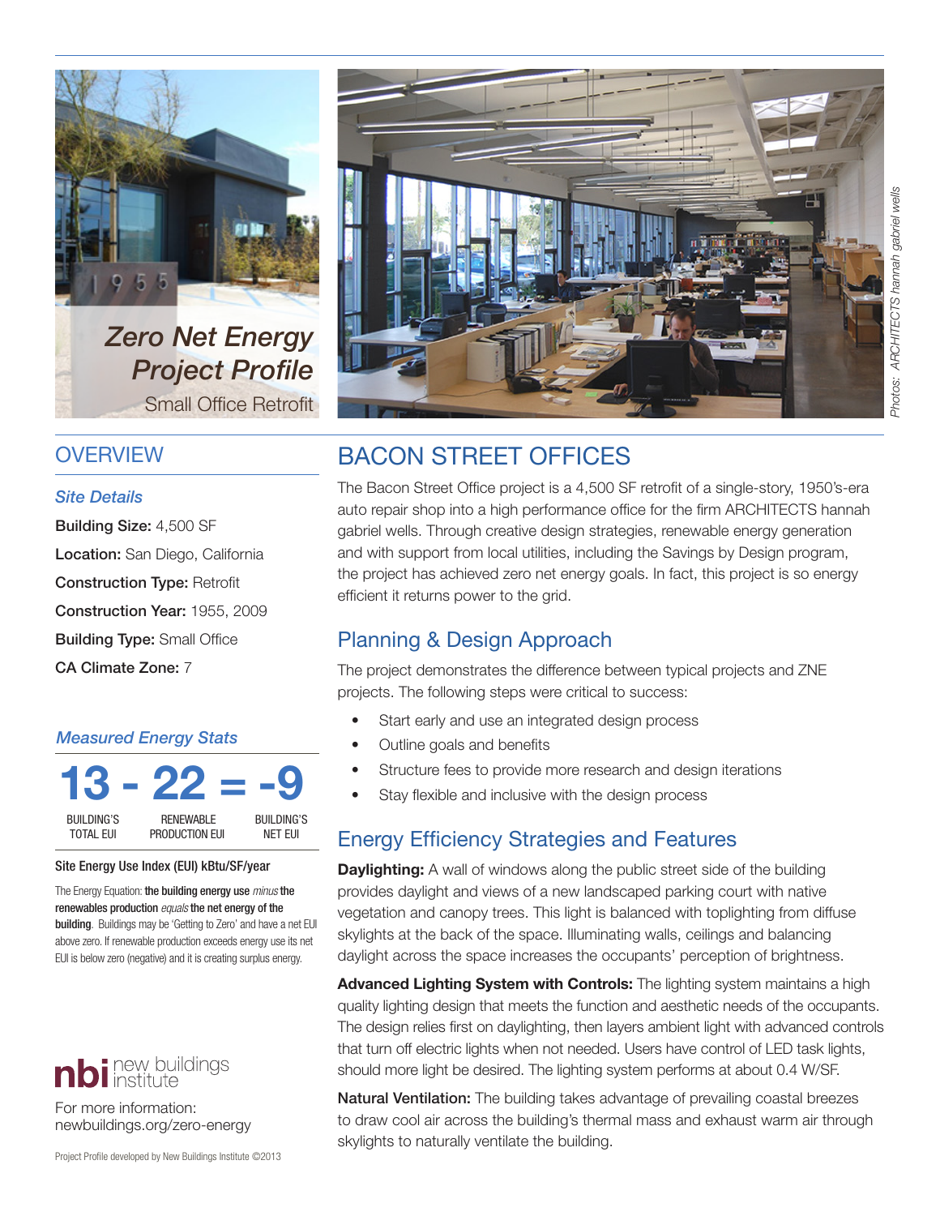# Zero Net Energy Project Profile

Small Office Retrofit

Photos: ARCHITECTS hannah gabriel wells

## OVERVIEW

### *Site Details*

**Building Size:** 4,500 SF

**Location:** San Diego, California

**Construction Type:** Retrofit

**Construction Year:** 1955, 2009

**Building Type:** Small Office

**CA Climate Zone:** 7

### *Measured Energy Stats*

| 13 | - | 22 | = | -9 |
|---|---|---|---|---|
| BUILDING'S TOTAL EUI | | RENEWABLE PRODUCTION EUI | | BUILDING'S NET EUI |

**Site Energy Use Index (EUI) kBtu/SF/year**

The Energy Equation: **the building energy use** *minus* **the renewables production** *equals* **the net energy of the building**. Buildings may be 'Getting to Zero' and have a net EUI above zero. If renewable production exceeds energy use its net EUI is below zero (negative) and it is creating surplus energy.

nbi new buildings institute

For more information:
newbuildings.org/zero-energy

Project Profile developed by New Buildings Institute ©2013

## BACON STREET OFFICES

The Bacon Street Office project is a 4,500 SF retrofit of a single-story, 1950's-era auto repair shop into a high performance office for the firm ARCHITECTS hannah gabriel wells. Through creative design strategies, renewable energy generation and with support from local utilities, including the Savings by Design program, the project has achieved zero net energy goals. In fact, this project is so energy efficient it returns power to the grid.

### Planning & Design Approach

The project demonstrates the difference between typical projects and ZNE projects. The following steps were critical to success:

- Start early and use an integrated design process
- Outline goals and benefits
- Structure fees to provide more research and design iterations
- Stay flexible and inclusive with the design process

### Energy Efficiency Strategies and Features

**Daylighting:** A wall of windows along the public street side of the building provides daylight and views of a new landscaped parking court with native vegetation and canopy trees. This light is balanced with toplighting from diffuse skylights at the back of the space. Illuminating walls, ceilings and balancing daylight across the space increases the occupants' perception of brightness.

**Advanced Lighting System with Controls:** The lighting system maintains a high quality lighting design that meets the function and aesthetic needs of the occupants. The design relies first on daylighting, then layers ambient light with advanced controls that turn off electric lights when not needed. Users have control of LED task lights, should more light be desired. The lighting system performs at about 0.4 W/SF.

**Natural Ventilation:** The building takes advantage of prevailing coastal breezes to draw cool air across the building's thermal mass and exhaust warm air through skylights to naturally ventilate the building.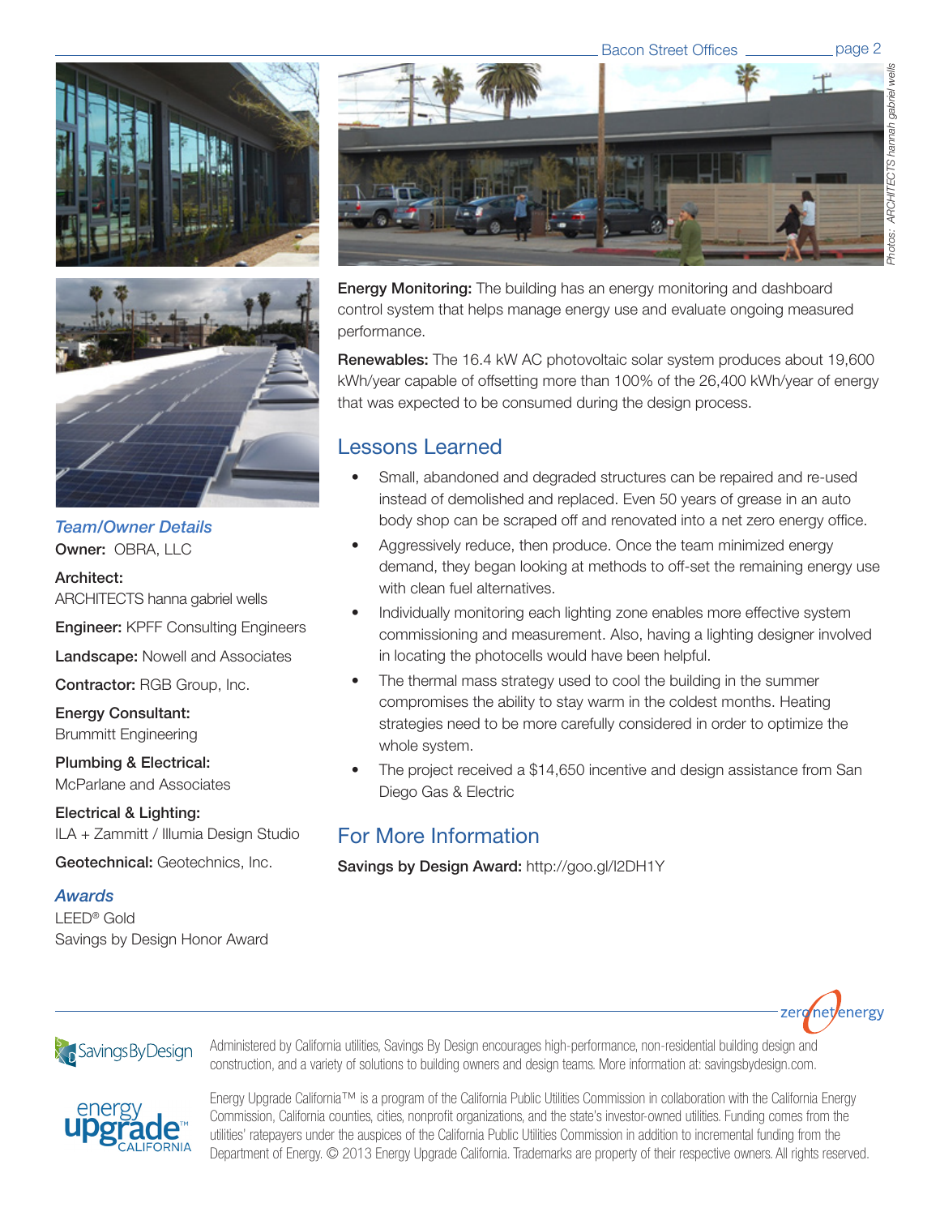*Photos: ARCHITECTS hannah gabriel wells*

### *Team/Owner Details*

**Owner:** OBRA, LLC

**Architect:**
ARCHITECTS hanna gabriel wells

**Engineer:** KPFF Consulting Engineers

**Landscape:** Nowell and Associates

**Contractor:** RGB Group, Inc.

**Energy Consultant:**
Brummitt Engineering

**Plumbing & Electrical:**
McParlane and Associates

**Electrical & Lighting:**
ILA + Zammitt / Illumia Design Studio

**Geotechnical:** Geotechnics, Inc.

### *Awards*

LEED® Gold
Savings by Design Honor Award

**Energy Monitoring:** The building has an energy monitoring and dashboard control system that helps manage energy use and evaluate ongoing measured performance.

**Renewables:** The 16.4 kW AC photovoltaic solar system produces about 19,600 kWh/year capable of offsetting more than 100% of the 26,400 kWh/year of energy that was expected to be consumed during the design process.

## Lessons Learned

- Small, abandoned and degraded structures can be repaired and re-used instead of demolished and replaced. Even 50 years of grease in an auto body shop can be scraped off and renovated into a net zero energy office.
- Aggressively reduce, then produce. Once the team minimized energy demand, they began looking at methods to off-set the remaining energy use with clean fuel alternatives.
- Individually monitoring each lighting zone enables more effective system commissioning and measurement. Also, having a lighting designer involved in locating the photocells would have been helpful.
- The thermal mass strategy used to cool the building in the summer compromises the ability to stay warm in the coldest months. Heating strategies need to be more carefully considered in order to optimize the whole system.
- The project received a $14,650 incentive and design assistance from San Diego Gas & Electric

## For More Information

**Savings by Design Award:** http://goo.gl/I2DH1Y

zero net energy

Savings By Design

Administered by California utilities, Savings By Design encourages high-performance, non-residential building design and construction, and a variety of solutions to building owners and design teams. More information at: savingsbydesign.com.

energy upgrade CALIFORNIA

Energy Upgrade California™ is a program of the California Public Utilities Commission in collaboration with the California Energy Commission, California counties, cities, nonprofit organizations, and the state's investor-owned utilities. Funding comes from the utilities' ratepayers under the auspices of the California Public Utilities Commission in addition to incremental funding from the Department of Energy. © 2013 Energy Upgrade California. Trademarks are property of their respective owners. All rights reserved.